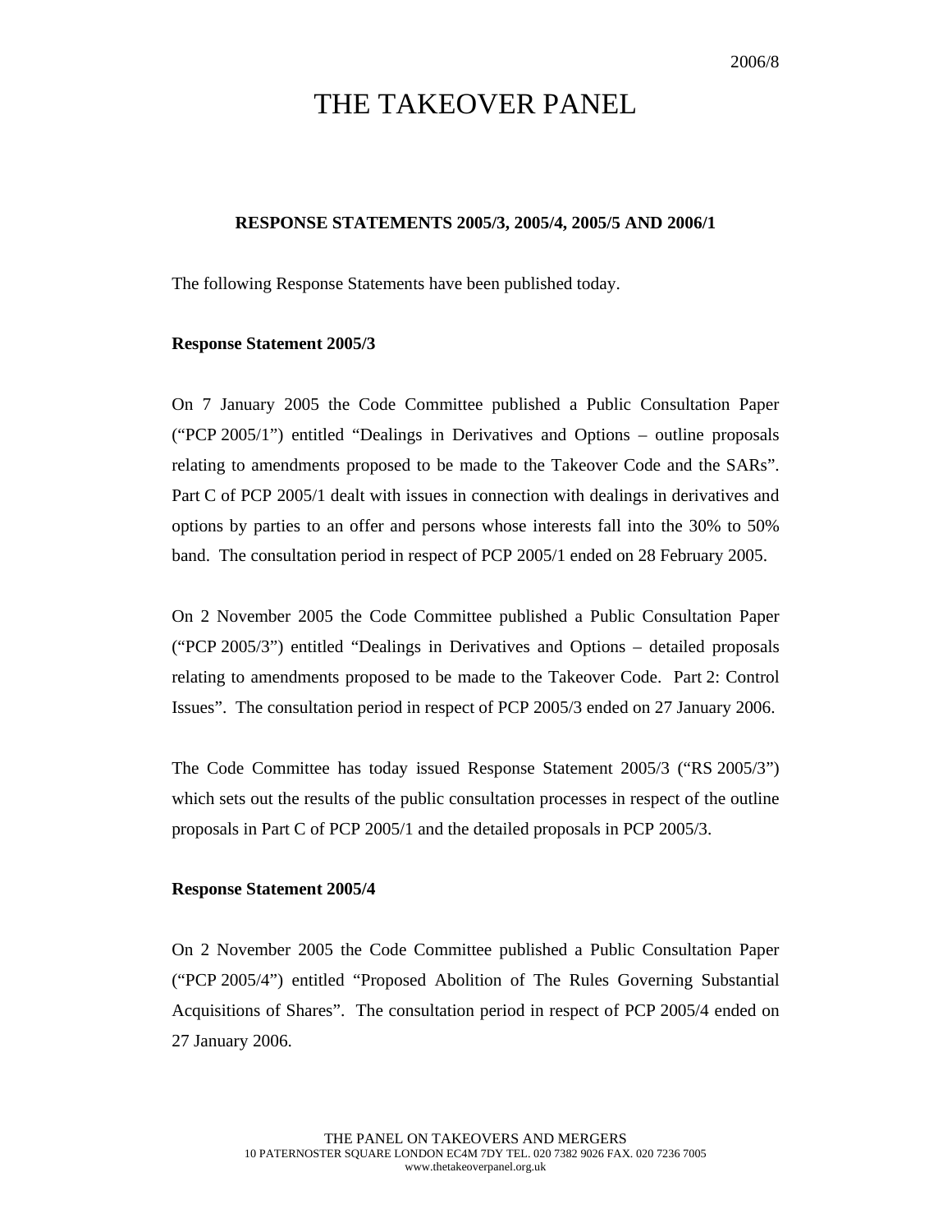2006/8

# THE TAKEOVER PANEL

## RESPONSE STATEMENTS 2005/3, 2005/4, 2005/5 AND 2006/1

The following Response Statements have been published today.

**Response Statement 2005/3**

On 7 January 2005 the Code Committee published a Public Consultation Paper ("PCP 2005/1") entitled "Dealings in Derivatives and Options – outline proposals relating to amendments proposed to be made to the Takeover Code and the SARs". Part C of PCP 2005/1 dealt with issues in connection with dealings in derivatives and options by parties to an offer and persons whose interests fall into the 30% to 50% band. The consultation period in respect of PCP 2005/1 ended on 28 February 2005.

On 2 November 2005 the Code Committee published a Public Consultation Paper ("PCP 2005/3") entitled "Dealings in Derivatives and Options – detailed proposals relating to amendments proposed to be made to the Takeover Code. Part 2: Control Issues". The consultation period in respect of PCP 2005/3 ended on 27 January 2006.

The Code Committee has today issued Response Statement 2005/3 ("RS 2005/3") which sets out the results of the public consultation processes in respect of the outline proposals in Part C of PCP 2005/1 and the detailed proposals in PCP 2005/3.

**Response Statement 2005/4**

On 2 November 2005 the Code Committee published a Public Consultation Paper ("PCP 2005/4") entitled "Proposed Abolition of The Rules Governing Substantial Acquisitions of Shares". The consultation period in respect of PCP 2005/4 ended on 27 January 2006.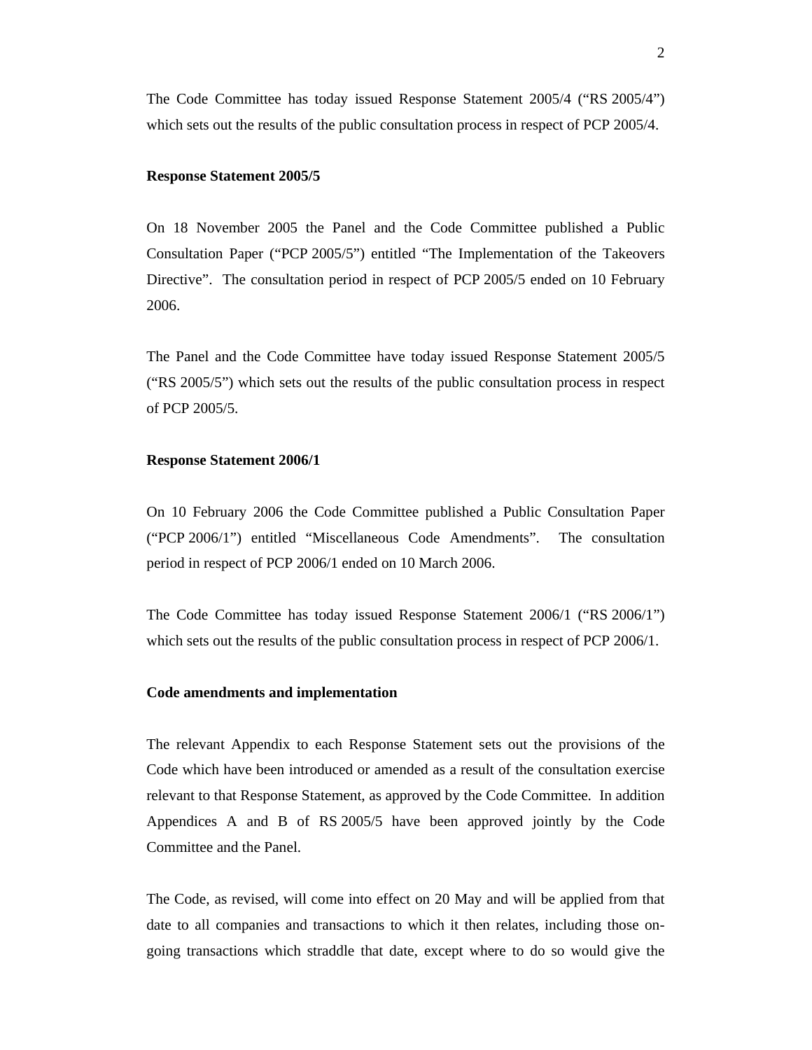The Code Committee has today issued Response Statement 2005/4 ("RS 2005/4") which sets out the results of the public consultation process in respect of PCP 2005/4.

**Response Statement 2005/5**

On 18 November 2005 the Panel and the Code Committee published a Public Consultation Paper ("PCP 2005/5") entitled "The Implementation of the Takeovers Directive". The consultation period in respect of PCP 2005/5 ended on 10 February 2006.

The Panel and the Code Committee have today issued Response Statement 2005/5 ("RS 2005/5") which sets out the results of the public consultation process in respect of PCP 2005/5.

**Response Statement 2006/1**

On 10 February 2006 the Code Committee published a Public Consultation Paper ("PCP 2006/1") entitled "Miscellaneous Code Amendments". The consultation period in respect of PCP 2006/1 ended on 10 March 2006.

The Code Committee has today issued Response Statement 2006/1 ("RS 2006/1") which sets out the results of the public consultation process in respect of PCP 2006/1.

**Code amendments and implementation**

The relevant Appendix to each Response Statement sets out the provisions of the Code which have been introduced or amended as a result of the consultation exercise relevant to that Response Statement, as approved by the Code Committee. In addition Appendices A and B of RS 2005/5 have been approved jointly by the Code Committee and the Panel.

The Code, as revised, will come into effect on 20 May and will be applied from that date to all companies and transactions to which it then relates, including those on-going transactions which straddle that date, except where to do so would give the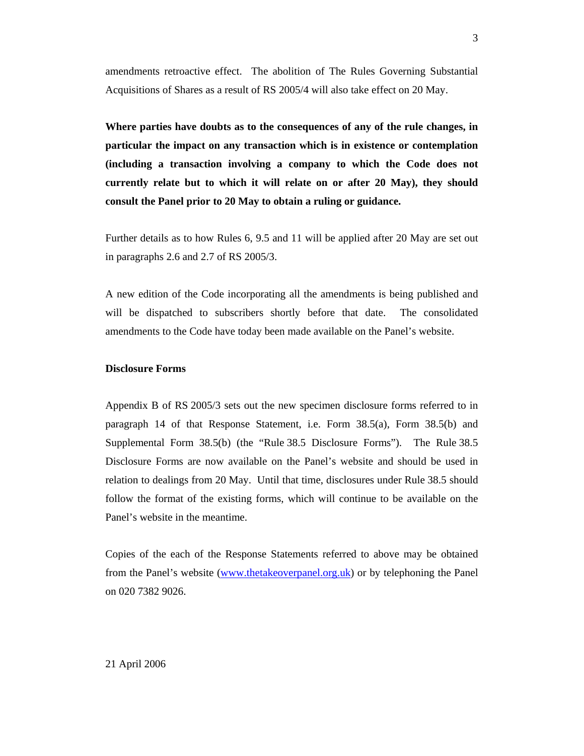amendments retroactive effect. The abolition of The Rules Governing Substantial Acquisitions of Shares as a result of RS 2005/4 will also take effect on 20 May.

**Where parties have doubts as to the consequences of any of the rule changes, in particular the impact on any transaction which is in existence or contemplation (including a transaction involving a company to which the Code does not currently relate but to which it will relate on or after 20 May), they should consult the Panel prior to 20 May to obtain a ruling or guidance.**

Further details as to how Rules 6, 9.5 and 11 will be applied after 20 May are set out in paragraphs 2.6 and 2.7 of RS 2005/3.

A new edition of the Code incorporating all the amendments is being published and will be dispatched to subscribers shortly before that date. The consolidated amendments to the Code have today been made available on the Panel's website.

**Disclosure Forms**

Appendix B of RS 2005/3 sets out the new specimen disclosure forms referred to in paragraph 14 of that Response Statement, i.e. Form 38.5(a), Form 38.5(b) and Supplemental Form 38.5(b) (the "Rule 38.5 Disclosure Forms"). The Rule 38.5 Disclosure Forms are now available on the Panel's website and should be used in relation to dealings from 20 May. Until that time, disclosures under Rule 38.5 should follow the format of the existing forms, which will continue to be available on the Panel's website in the meantime.

Copies of the each of the Response Statements referred to above may be obtained from the Panel's website ([www.thetakeoverpanel.org.uk](http://www.thetakeoverpanel.org.uk)) or by telephoning the Panel on 020 7382 9026.

21 April 2006